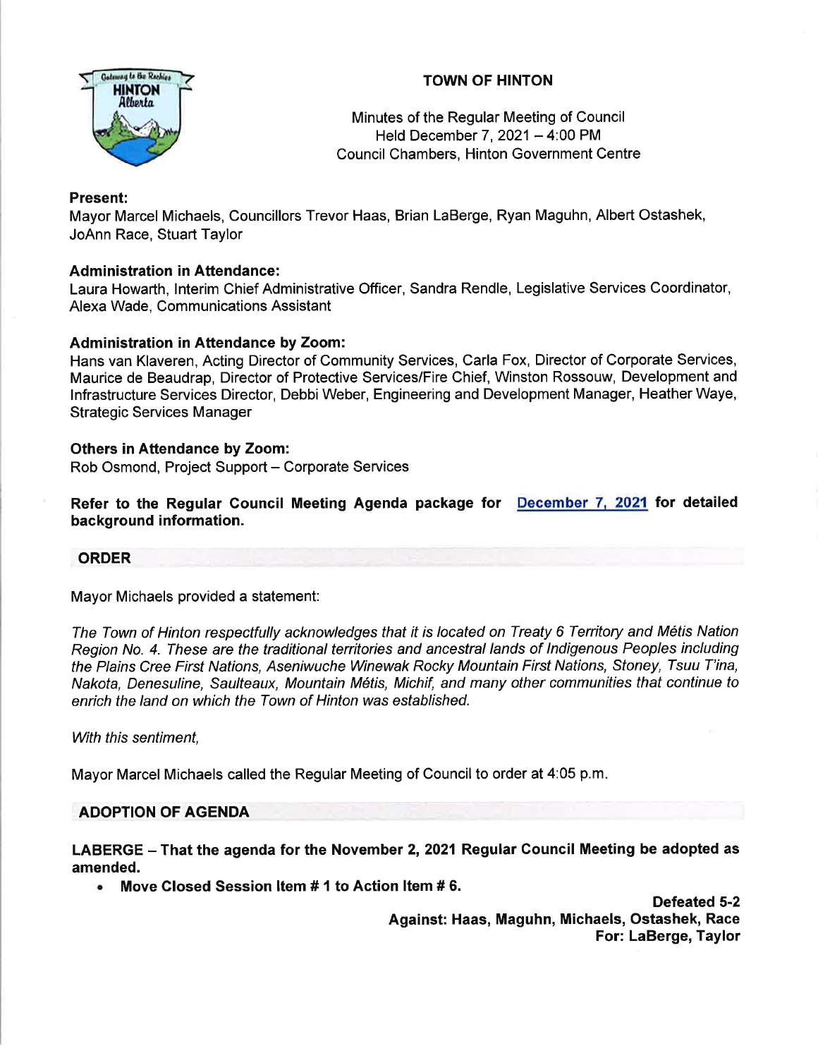# TOWN OF HINTON

Minutes of the Regular Meeting of Council
Held December 7, 2021 – 4:00 PM
Council Chambers, Hinton Government Centre

**Present:**
Mayor Marcel Michaels, Councillors Trevor Haas, Brian LaBerge, Ryan Maguhn, Albert Ostashek, JoAnn Race, Stuart Taylor

**Administration in Attendance:**
Laura Howarth, Interim Chief Administrative Officer, Sandra Rendle, Legislative Services Coordinator, Alexa Wade, Communications Assistant

**Administration in Attendance by Zoom:**
Hans van Klaveren, Acting Director of Community Services, Carla Fox, Director of Corporate Services, Maurice de Beaudrap, Director of Protective Services/Fire Chief, Winston Rossouw, Development and Infrastructure Services Director, Debbi Weber, Engineering and Development Manager, Heather Waye, Strategic Services Manager

**Others in Attendance by Zoom:**
Rob Osmond, Project Support – Corporate Services

**Refer to the Regular Council Meeting Agenda package for December 7, 2021 for detailed background information.**

## ORDER

Mayor Michaels provided a statement:

*The Town of Hinton respectfully acknowledges that it is located on Treaty 6 Territory and Métis Nation Region No. 4. These are the traditional territories and ancestral lands of Indigenous Peoples including the Plains Cree First Nations, Aseniwuche Winewak Rocky Mountain First Nations, Stoney, Tsuu T'ina, Nakota, Denesuline, Saulteaux, Mountain Métis, Michif, and many other communities that continue to enrich the land on which the Town of Hinton was established.*

*With this sentiment,*

Mayor Marcel Michaels called the Regular Meeting of Council to order at 4:05 p.m.

## ADOPTION OF AGENDA

**LABERGE – That the agenda for the November 2, 2021 Regular Council Meeting be adopted as amended.**

- **Move Closed Session Item # 1 to Action Item # 6.**

**Defeated 5-2**
**Against: Haas, Maguhn, Michaels, Ostashek, Race**
**For: LaBerge, Taylor**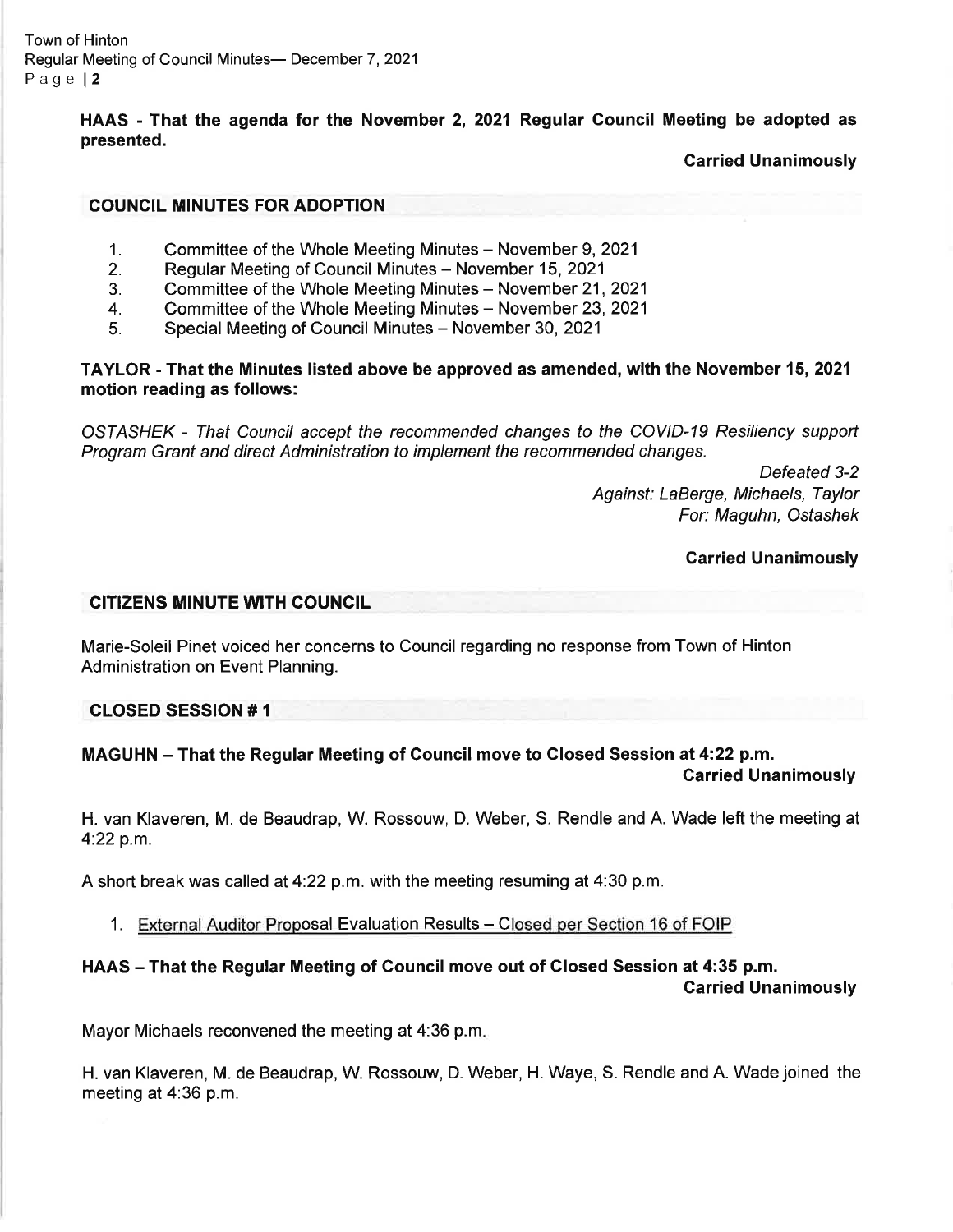**HAAS - That the agenda for the November 2, 2021 Regular Council Meeting be adopted as presented.**

**Carried Unanimously**

## COUNCIL MINUTES FOR ADOPTION

1. Committee of the Whole Meeting Minutes – November 9, 2021
2. Regular Meeting of Council Minutes – November 15, 2021
3. Committee of the Whole Meeting Minutes – November 21, 2021
4. Committee of the Whole Meeting Minutes – November 23, 2021
5. Special Meeting of Council Minutes – November 30, 2021

**TAYLOR - That the Minutes listed above be approved as amended, with the November 15, 2021 motion reading as follows:**

*OSTASHEK - That Council accept the recommended changes to the COVID-19 Resiliency support Program Grant and direct Administration to implement the recommended changes.*

*Defeated 3-2*
*Against: LaBerge, Michaels, Taylor*
*For: Maguhn, Ostashek*

**Carried Unanimously**

## CITIZENS MINUTE WITH COUNCIL

Marie-Soleil Pinet voiced her concerns to Council regarding no response from Town of Hinton Administration on Event Planning.

## CLOSED SESSION # 1

**MAGUHN – That the Regular Meeting of Council move to Closed Session at 4:22 p.m.**

**Carried Unanimously**

H. van Klaveren, M. de Beaudrap, W. Rossouw, D. Weber, S. Rendle and A. Wade left the meeting at 4:22 p.m.

A short break was called at 4:22 p.m. with the meeting resuming at 4:30 p.m.

1. External Auditor Proposal Evaluation Results – Closed per Section 16 of FOIP

**HAAS – That the Regular Meeting of Council move out of Closed Session at 4:35 p.m.**

**Carried Unanimously**

Mayor Michaels reconvened the meeting at 4:36 p.m.

H. van Klaveren, M. de Beaudrap, W. Rossouw, D. Weber, H. Waye, S. Rendle and A. Wade joined the meeting at 4:36 p.m.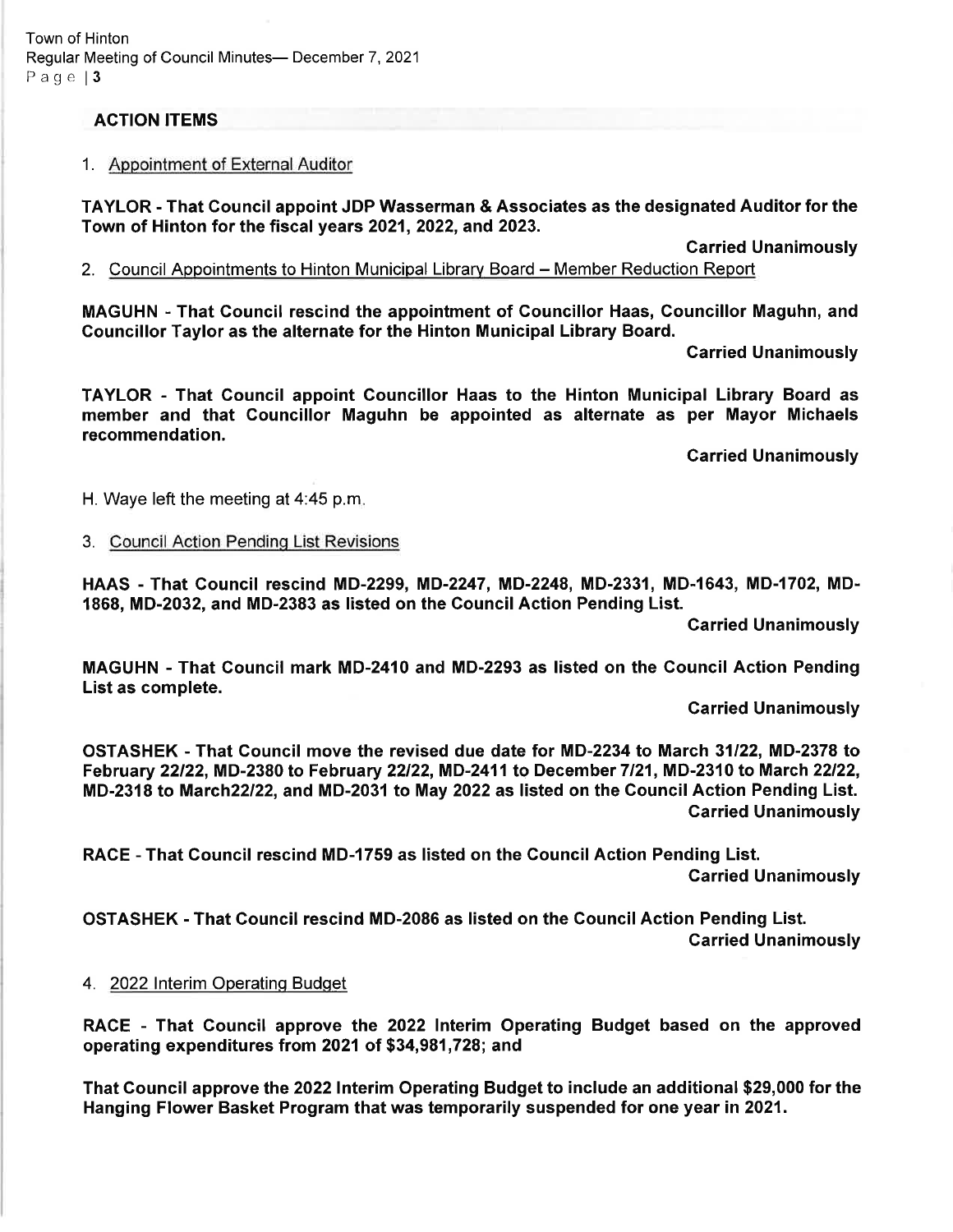## ACTION ITEMS

1. Appointment of External Auditor

**TAYLOR - That Council appoint JDP Wasserman & Associates as the designated Auditor for the Town of Hinton for the fiscal years 2021, 2022, and 2023.**

**Carried Unanimously**

2. Council Appointments to Hinton Municipal Library Board – Member Reduction Report

**MAGUHN - That Council rescind the appointment of Councillor Haas, Councillor Maguhn, and Councillor Taylor as the alternate for the Hinton Municipal Library Board.**

**Carried Unanimously**

**TAYLOR - That Council appoint Councillor Haas to the Hinton Municipal Library Board as member and that Councillor Maguhn be appointed as alternate as per Mayor Michaels recommendation.**

**Carried Unanimously**

H. Waye left the meeting at 4:45 p.m.

3. Council Action Pending List Revisions

**HAAS - That Council rescind MD-2299, MD-2247, MD-2248, MD-2331, MD-1643, MD-1702, MD-1868, MD-2032, and MD-2383 as listed on the Council Action Pending List.**

**Carried Unanimously**

**MAGUHN - That Council mark MD-2410 and MD-2293 as listed on the Council Action Pending List as complete.**

**Carried Unanimously**

**OSTASHEK - That Council move the revised due date for MD-2234 to March 31/22, MD-2378 to February 22/22, MD-2380 to February 22/22, MD-2411 to December 7/21, MD-2310 to March 22/22, MD-2318 to March22/22, and MD-2031 to May 2022 as listed on the Council Action Pending List.**

**Carried Unanimously**

**RACE - That Council rescind MD-1759 as listed on the Council Action Pending List.**

**Carried Unanimously**

**OSTASHEK - That Council rescind MD-2086 as listed on the Council Action Pending List.**

**Carried Unanimously**

4. 2022 Interim Operating Budget

**RACE - That Council approve the 2022 Interim Operating Budget based on the approved operating expenditures from 2021 of $34,981,728; and**

**That Council approve the 2022 Interim Operating Budget to include an additional $29,000 for the Hanging Flower Basket Program that was temporarily suspended for one year in 2021.**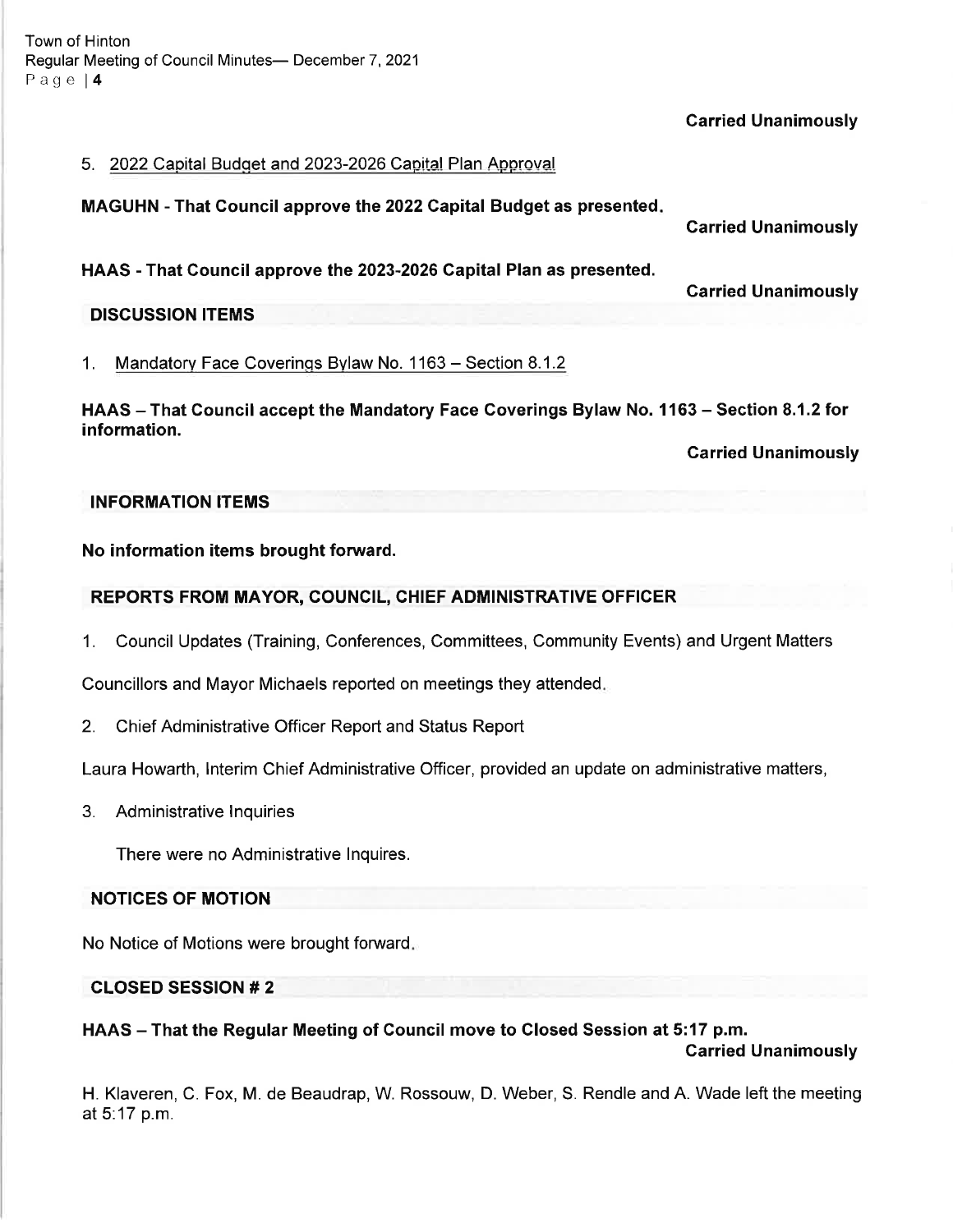**Carried Unanimously**

5. 2022 Capital Budget and 2023-2026 Capital Plan Approval

**MAGUHN - That Council approve the 2022 Capital Budget as presented.**

**Carried Unanimously**

**HAAS - That Council approve the 2023-2026 Capital Plan as presented.**

**Carried Unanimously**

## DISCUSSION ITEMS

1. Mandatory Face Coverings Bylaw No. 1163 – Section 8.1.2

**HAAS – That Council accept the Mandatory Face Coverings Bylaw No. 1163 – Section 8.1.2 for information.**

**Carried Unanimously**

## INFORMATION ITEMS

**No information items brought forward.**

## REPORTS FROM MAYOR, COUNCIL, CHIEF ADMINISTRATIVE OFFICER

1. Council Updates (Training, Conferences, Committees, Community Events) and Urgent Matters

Councillors and Mayor Michaels reported on meetings they attended.

2. Chief Administrative Officer Report and Status Report

Laura Howarth, Interim Chief Administrative Officer, provided an update on administrative matters,

3. Administrative Inquiries

   There were no Administrative Inquires.

## NOTICES OF MOTION

No Notice of Motions were brought forward.

## CLOSED SESSION # 2

**HAAS – That the Regular Meeting of Council move to Closed Session at 5:17 p.m.**

**Carried Unanimously**

H. Klaveren, C. Fox, M. de Beaudrap, W. Rossouw, D. Weber, S. Rendle and A. Wade left the meeting at 5:17 p.m.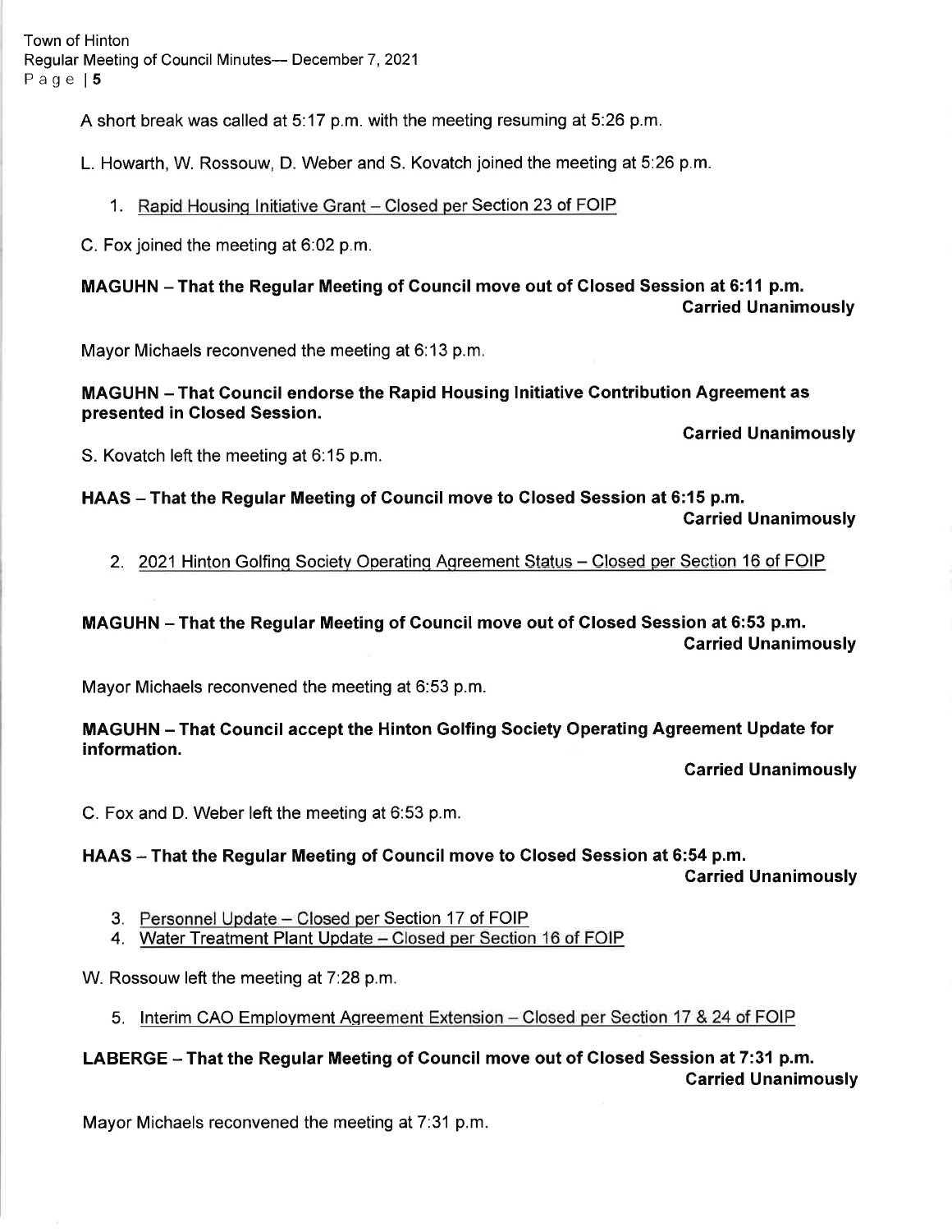A short break was called at 5:17 p.m. with the meeting resuming at 5:26 p.m.

L. Howarth, W. Rossouw, D. Weber and S. Kovatch joined the meeting at 5:26 p.m.

1. Rapid Housing Initiative Grant – Closed per Section 23 of FOIP

C. Fox joined the meeting at 6:02 p.m.

**MAGUHN – That the Regular Meeting of Council move out of Closed Session at 6:11 p.m.**
**Carried Unanimously**

Mayor Michaels reconvened the meeting at 6:13 p.m.

**MAGUHN – That Council endorse the Rapid Housing Initiative Contribution Agreement as presented in Closed Session.**
**Carried Unanimously**

S. Kovatch left the meeting at 6:15 p.m.

**HAAS – That the Regular Meeting of Council move to Closed Session at 6:15 p.m.**
**Carried Unanimously**

2. 2021 Hinton Golfing Society Operating Agreement Status – Closed per Section 16 of FOIP

**MAGUHN – That the Regular Meeting of Council move out of Closed Session at 6:53 p.m.**
**Carried Unanimously**

Mayor Michaels reconvened the meeting at 6:53 p.m.

**MAGUHN – That Council accept the Hinton Golfing Society Operating Agreement Update for information.**
**Carried Unanimously**

C. Fox and D. Weber left the meeting at 6:53 p.m.

**HAAS – That the Regular Meeting of Council move to Closed Session at 6:54 p.m.**
**Carried Unanimously**

3. Personnel Update – Closed per Section 17 of FOIP
4. Water Treatment Plant Update – Closed per Section 16 of FOIP

W. Rossouw left the meeting at 7:28 p.m.

5. Interim CAO Employment Agreement Extension – Closed per Section 17 & 24 of FOIP

**LABERGE – That the Regular Meeting of Council move out of Closed Session at 7:31 p.m.**
**Carried Unanimously**

Mayor Michaels reconvened the meeting at 7:31 p.m.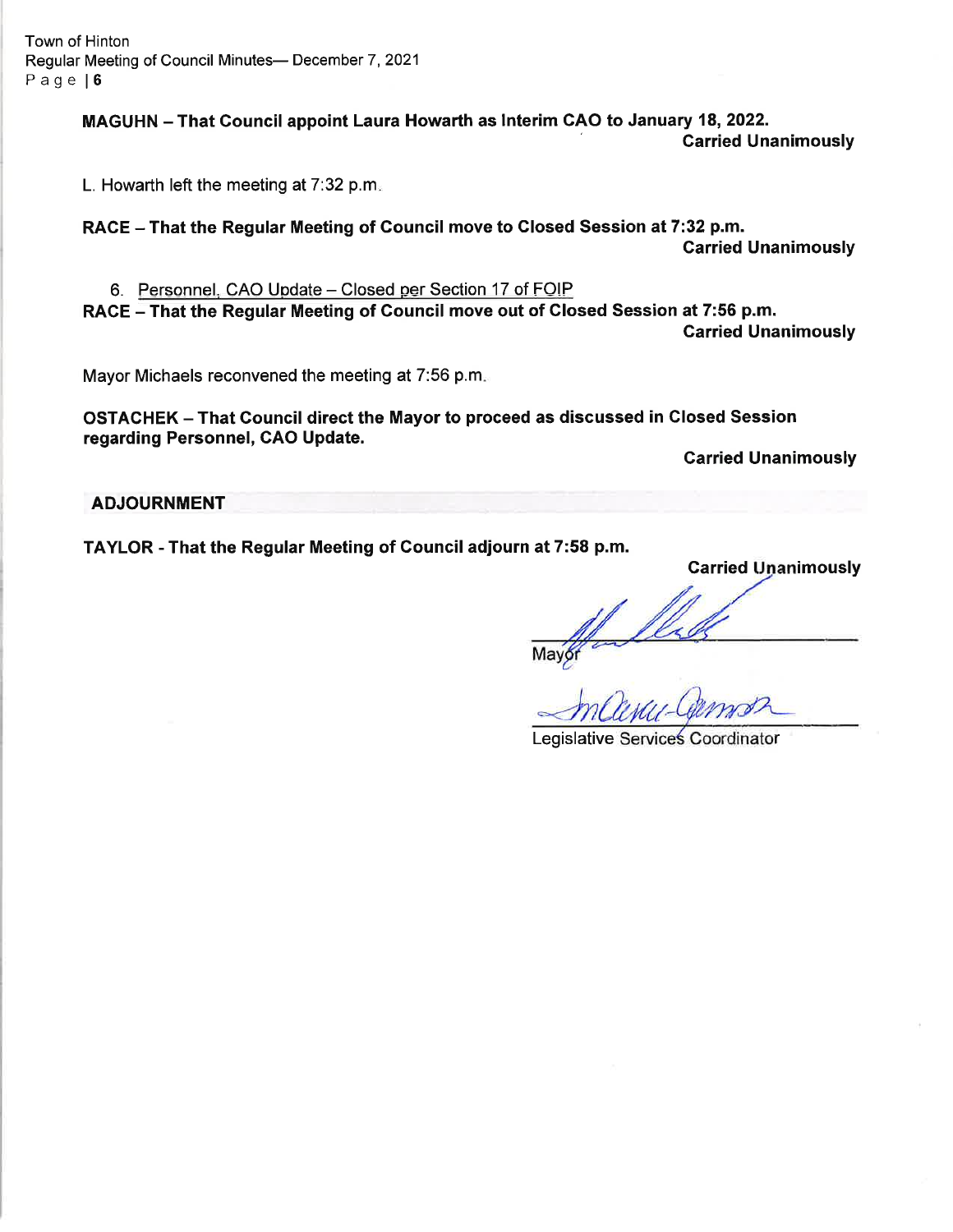**MAGUHN – That Council appoint Laura Howarth as Interim CAO to January 18, 2022.**
**Carried Unanimously**

L. Howarth left the meeting at 7:32 p.m.

**RACE – That the Regular Meeting of Council move to Closed Session at 7:32 p.m.**
**Carried Unanimously**

6. Personnel, CAO Update – Closed per Section 17 of FOIP

**RACE – That the Regular Meeting of Council move out of Closed Session at 7:56 p.m.**
**Carried Unanimously**

Mayor Michaels reconvened the meeting at 7:56 p.m.

**OSTACHEK – That Council direct the Mayor to proceed as discussed in Closed Session regarding Personnel, CAO Update.**
**Carried Unanimously**

## ADJOURNMENT

**TAYLOR - That the Regular Meeting of Council adjourn at 7:58 p.m.**
**Carried Unanimously**

Mayor

Legislative Services Coordinator